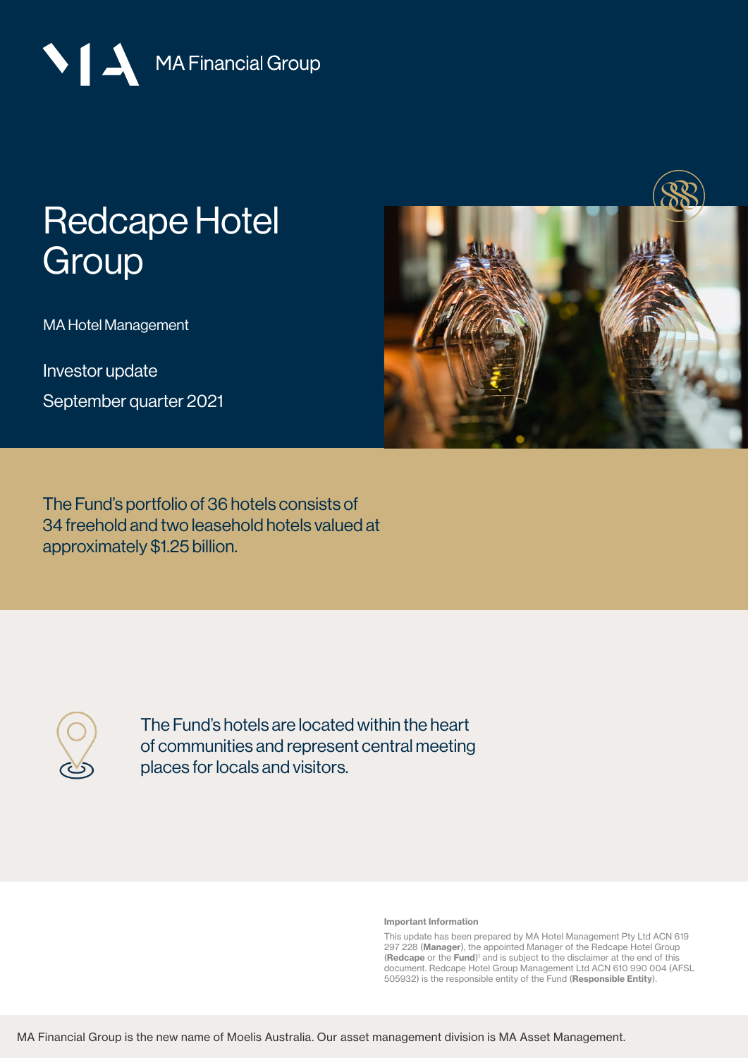MA Financial Group

# Redcape Hotel Group

MA Hotel Management

Investor update

September quarter 2021

The Fund's portfolio of 36 hotels consists of 34 freehold and two leasehold hotels valued at approximately $1.25 billion.

The Fund's hotels are located within the heart of communities and represent central meeting places for locals and visitors.

**Important Information**

This update has been prepared by MA Hotel Management Pty Ltd ACN 619 297 228 (**Manager**), the appointed Manager of the Redcape Hotel Group (**Redcape** or the **Fund**)[1] and is subject to the disclaimer at the end of this document. Redcape Hotel Group Management Ltd ACN 610 990 004 (AFSL 505932) is the responsible entity of the Fund (**Responsible Entity**).

MA Financial Group is the new name of Moelis Australia. Our asset management division is MA Asset Management.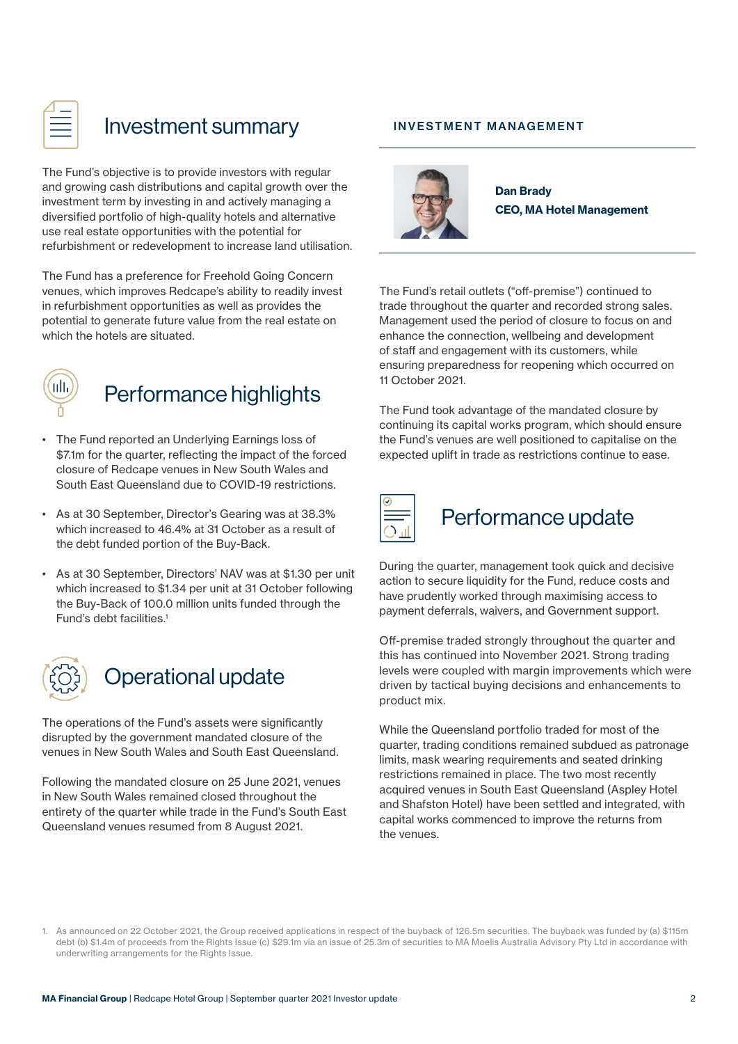## Investment summary

The Fund's objective is to provide investors with regular and growing cash distributions and capital growth over the investment term by investing in and actively managing a diversified portfolio of high-quality hotels and alternative use real estate opportunities with the potential for refurbishment or redevelopment to increase land utilisation.

The Fund has a preference for Freehold Going Concern venues, which improves Redcape's ability to readily invest in refurbishment opportunities as well as provides the potential to generate future value from the real estate on which the hotels are situated.

## Performance highlights

- The Fund reported an Underlying Earnings loss of $7.1m for the quarter, reflecting the impact of the forced closure of Redcape venues in New South Wales and South East Queensland due to COVID-19 restrictions.
- As at 30 September, Director's Gearing was at 38.3% which increased to 46.4% at 31 October as a result of the debt funded portion of the Buy-Back.
- As at 30 September, Directors' NAV was at $1.30 per unit which increased to $1.34 per unit at 31 October following the Buy-Back of 100.0 million units funded through the Fund's debt facilities.[1]

## Operational update

The operations of the Fund's assets were significantly disrupted by the government mandated closure of the venues in New South Wales and South East Queensland.

Following the mandated closure on 25 June 2021, venues in New South Wales remained closed throughout the entirety of the quarter while trade in the Fund's South East Queensland venues resumed from 8 August 2021.

### INVESTMENT MANAGEMENT

**Dan Brady**
**CEO, MA Hotel Management**

The Fund's retail outlets ("off-premise") continued to trade throughout the quarter and recorded strong sales. Management used the period of closure to focus on and enhance the connection, wellbeing and development of staff and engagement with its customers, while ensuring preparedness for reopening which occurred on 11 October 2021.

The Fund took advantage of the mandated closure by continuing its capital works program, which should ensure the Fund's venues are well positioned to capitalise on the expected uplift in trade as restrictions continue to ease.

## Performance update

During the quarter, management took quick and decisive action to secure liquidity for the Fund, reduce costs and have prudently worked through maximising access to payment deferrals, waivers, and Government support.

Off-premise traded strongly throughout the quarter and this has continued into November 2021. Strong trading levels were coupled with margin improvements which were driven by tactical buying decisions and enhancements to product mix.

While the Queensland portfolio traded for most of the quarter, trading conditions remained subdued as patronage limits, mask wearing requirements and seated drinking restrictions remained in place. The two most recently acquired venues in South East Queensland (Aspley Hotel and Shafston Hotel) have been settled and integrated, with capital works commenced to improve the returns from the venues.

1. As announced on 22 October 2021, the Group received applications in respect of the buyback of 126.5m securities. The buyback was funded by (a) $115m debt (b) $1.4m of proceeds from the Rights Issue (c) $29.1m via an issue of 25.3m of securities to MA Moelis Australia Advisory Pty Ltd in accordance with underwriting arrangements for the Rights Issue.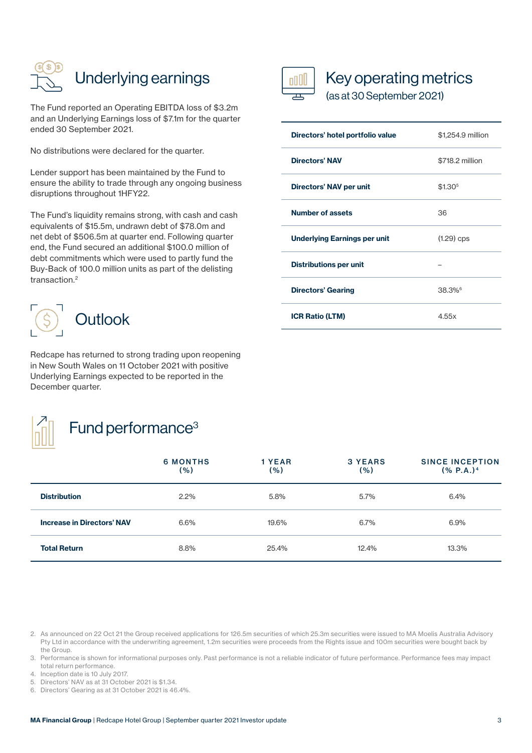## Underlying earnings

The Fund reported an Operating EBITDA loss of $3.2m and an Underlying Earnings loss of $7.1m for the quarter ended 30 September 2021.

No distributions were declared for the quarter.

Lender support has been maintained by the Fund to ensure the ability to trade through any ongoing business disruptions throughout 1HFY22.

The Fund's liquidity remains strong, with cash and cash equivalents of $15.5m, undrawn debt of $78.0m and net debt of $506.5m at quarter end. Following quarter end, the Fund secured an additional $100.0 million of debt commitments which were used to partly fund the Buy-Back of 100.0 million units as part of the delisting transaction.[2]

## Outlook

Redcape has returned to strong trading upon reopening in New South Wales on 11 October 2021 with positive Underlying Earnings expected to be reported in the December quarter.

## Key operating metrics

(as at 30 September 2021)

| | |
|---|---|
| **Directors' hotel portfolio value** | $1,254.9 million |
| **Directors' NAV** | $718.2 million |
| **Directors' NAV per unit** | $1.30[5] |
| **Number of assets** | 36 |
| **Underlying Earnings per unit** | (1.29) cps |
| **Distributions per unit** | – |
| **Directors' Gearing** | 38.3%[6] |
| **ICR Ratio (LTM)** | 4.55x |

## Fund performance[3]

| | 6 MONTHS (%) | 1 YEAR (%) | 3 YEARS (%) | SINCE INCEPTION (% P.A.)[4] |
|---|---|---|---|---|
| **Distribution** | 2.2% | 5.8% | 5.7% | 6.4% |
| **Increase in Directors' NAV** | 6.6% | 19.6% | 6.7% | 6.9% |
| **Total Return** | 8.8% | 25.4% | 12.4% | 13.3% |

2. As announced on 22 Oct 21 the Group received applications for 126.5m securities of which 25.3m securities were issued to MA Moelis Australia Advisory Pty Ltd in accordance with the underwriting agreement, 1.2m securities were proceeds from the Rights issue and 100m securities were bought back by the Group.
3. Performance is shown for informational purposes only. Past performance is not a reliable indicator of future performance. Performance fees may impact total return performance.
4. Inception date is 10 July 2017.
5. Directors' NAV as at 31 October 2021 is $1.34.
6. Directors' Gearing as at 31 October 2021 is 46.4%.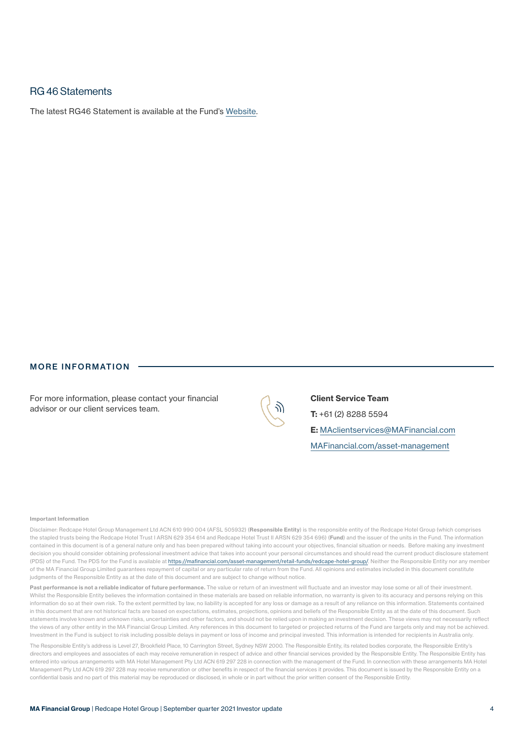## RG 46 Statements

The latest RG46 Statement is available at the Fund's Website.

### MORE INFORMATION

For more information, please contact your financial advisor or our client services team.

**Client Service Team**

**T:** +61 (2) 8288 5594

**E:** MAclientservices@MAFinancial.com

MAFinancial.com/asset-management

**Important Information**

Disclaimer: Redcape Hotel Group Management Ltd ACN 610 990 004 (AFSL 505932) (**Responsible Entity**) is the responsible entity of the Redcape Hotel Group (which comprises the stapled trusts being the Redcape Hotel Trust I ARSN 629 354 614 and Redcape Hotel Trust II ARSN 629 354 696) (**Fund**) and the issuer of the units in the Fund. The information contained in this document is of a general nature only and has been prepared without taking into account your objectives, financial situation or needs. Before making any investment decision you should consider obtaining professional investment advice that takes into account your personal circumstances and should read the current product disclosure statement (PDS) of the Fund. The PDS for the Fund is available at https://mafinancial.com/asset-management/retail-funds/redcape-hotel-group/. Neither the Responsible Entity nor any member of the MA Financial Group Limited guarantees repayment of capital or any particular rate of return from the Fund. All opinions and estimates included in this document constitute judgments of the Responsible Entity as at the date of this document and are subject to change without notice.

**Past performance is not a reliable indicator of future performance.** The value or return of an investment will fluctuate and an investor may lose some or all of their investment. Whilst the Responsible Entity believes the information contained in these materials are based on reliable information, no warranty is given to its accuracy and persons relying on this information do so at their own risk. To the extent permitted by law, no liability is accepted for any loss or damage as a result of any reliance on this information. Statements contained in this document that are not historical facts are based on expectations, estimates, projections, opinions and beliefs of the Responsible Entity as at the date of this document. Such statements involve known and unknown risks, uncertainties and other factors, and should not be relied upon in making an investment decision. These views may not necessarily reflect the views of any other entity in the MA Financial Group Limited. Any references in this document to targeted or projected returns of the Fund are targets only and may not be achieved. Investment in the Fund is subject to risk including possible delays in payment or loss of income and principal invested. This information is intended for recipients in Australia only.

The Responsible Entity's address is Level 27, Brookfield Place, 10 Carrington Street, Sydney NSW 2000. The Responsible Entity, its related bodies corporate, the Responsible Entity's directors and employees and associates of each may receive remuneration in respect of advice and other financial services provided by the Responsible Entity. The Responsible Entity has entered into various arrangements with MA Hotel Management Pty Ltd ACN 619 297 228 in connection with the management of the Fund. In connection with these arrangements MA Hotel Management Pty Ltd ACN 619 297 228 may receive remuneration or other benefits in respect of the financial services it provides. This document is issued by the Responsible Entity on a confidential basis and no part of this material may be reproduced or disclosed, in whole or in part without the prior written consent of the Responsible Entity.